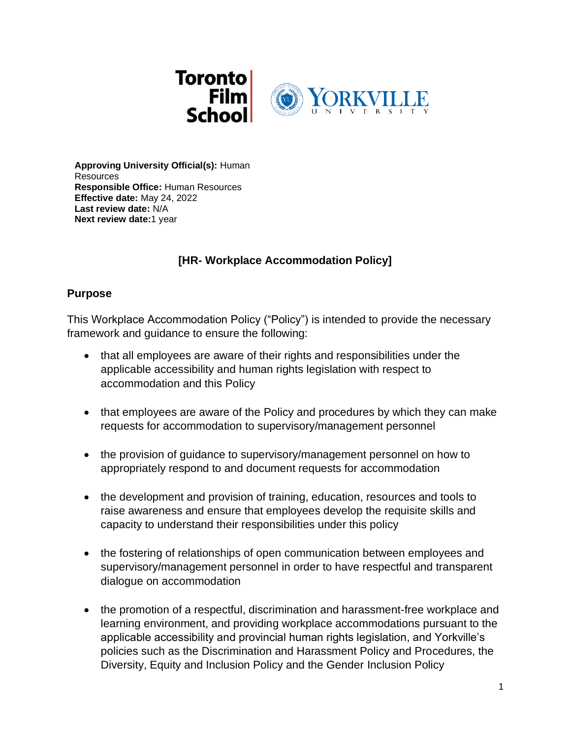**Approving University Official(s):** Human Resources
**Responsible Office:** Human Resources
**Effective date:** May 24, 2022
**Last review date:** N/A
**Next review date:** 1 year

# [HR- Workplace Accommodation Policy]

## Purpose

This Workplace Accommodation Policy ("Policy") is intended to provide the necessary framework and guidance to ensure the following:

- that all employees are aware of their rights and responsibilities under the applicable accessibility and human rights legislation with respect to accommodation and this Policy
- that employees are aware of the Policy and procedures by which they can make requests for accommodation to supervisory/management personnel
- the provision of guidance to supervisory/management personnel on how to appropriately respond to and document requests for accommodation
- the development and provision of training, education, resources and tools to raise awareness and ensure that employees develop the requisite skills and capacity to understand their responsibilities under this policy
- the fostering of relationships of open communication between employees and supervisory/management personnel in order to have respectful and transparent dialogue on accommodation
- the promotion of a respectful, discrimination and harassment-free workplace and learning environment, and providing workplace accommodations pursuant to the applicable accessibility and provincial human rights legislation, and Yorkville's policies such as the Discrimination and Harassment Policy and Procedures, the Diversity, Equity and Inclusion Policy and the Gender Inclusion Policy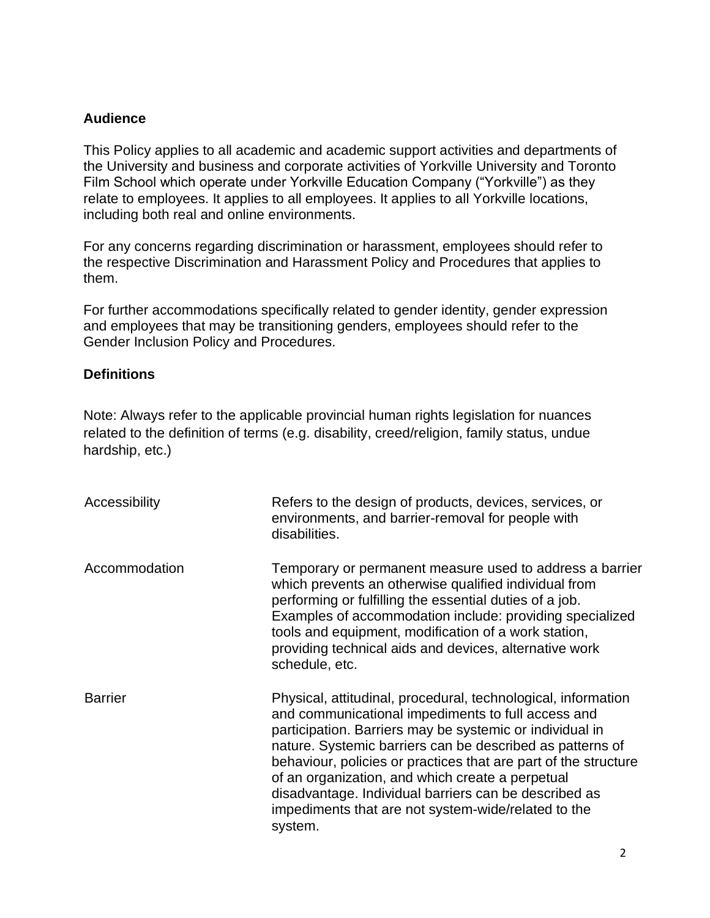## Audience

This Policy applies to all academic and academic support activities and departments of the University and business and corporate activities of Yorkville University and Toronto Film School which operate under Yorkville Education Company ("Yorkville") as they relate to employees. It applies to all employees. It applies to all Yorkville locations, including both real and online environments.

For any concerns regarding discrimination or harassment, employees should refer to the respective Discrimination and Harassment Policy and Procedures that applies to them.

For further accommodations specifically related to gender identity, gender expression and employees that may be transitioning genders, employees should refer to the Gender Inclusion Policy and Procedures.

## Definitions

Note: Always refer to the applicable provincial human rights legislation for nuances related to the definition of terms (e.g. disability, creed/religion, family status, undue hardship, etc.)

| Term | Definition |
| --- | --- |
| Accessibility | Refers to the design of products, devices, services, or environments, and barrier-removal for people with disabilities. |
| Accommodation | Temporary or permanent measure used to address a barrier which prevents an otherwise qualified individual from performing or fulfilling the essential duties of a job. Examples of accommodation include: providing specialized tools and equipment, modification of a work station, providing technical aids and devices, alternative work schedule, etc. |
| Barrier | Physical, attitudinal, procedural, technological, information and communicational impediments to full access and participation. Barriers may be systemic or individual in nature. Systemic barriers can be described as patterns of behaviour, policies or practices that are part of the structure of an organization, and which create a perpetual disadvantage. Individual barriers can be described as impediments that are not system-wide/related to the system. |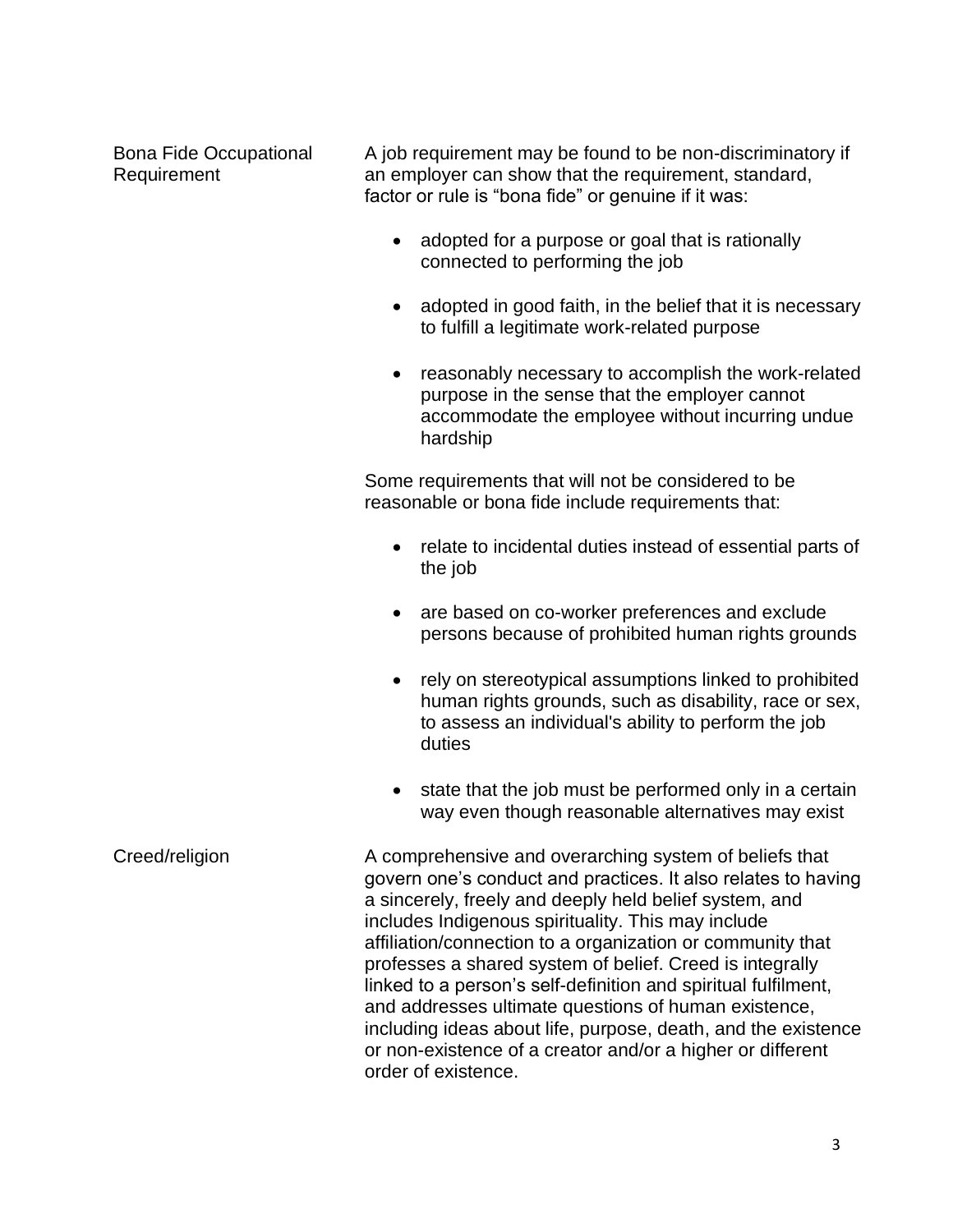| | |
|---|---|
| Bona Fide Occupational Requirement | A job requirement may be found to be non-discriminatory if an employer can show that the requirement, standard, factor or rule is “bona fide” or genuine if it was:<br><br>• adopted for a purpose or goal that is rationally connected to performing the job<br><br>• adopted in good faith, in the belief that it is necessary to fulfill a legitimate work-related purpose<br><br>• reasonably necessary to accomplish the work-related purpose in the sense that the employer cannot accommodate the employee without incurring undue hardship<br><br>Some requirements that will not be considered to be reasonable or bona fide include requirements that:<br><br>• relate to incidental duties instead of essential parts of the job<br><br>• are based on co-worker preferences and exclude persons because of prohibited human rights grounds<br><br>• rely on stereotypical assumptions linked to prohibited human rights grounds, such as disability, race or sex, to assess an individual's ability to perform the job duties<br><br>• state that the job must be performed only in a certain way even though reasonable alternatives may exist |
| Creed/religion | A comprehensive and overarching system of beliefs that govern one’s conduct and practices. It also relates to having a sincerely, freely and deeply held belief system, and includes Indigenous spirituality. This may include affiliation/connection to a organization or community that professes a shared system of belief. Creed is integrally linked to a person’s self-definition and spiritual fulfilment, and addresses ultimate questions of human existence, including ideas about life, purpose, death, and the existence or non-existence of a creator and/or a higher or different order of existence. |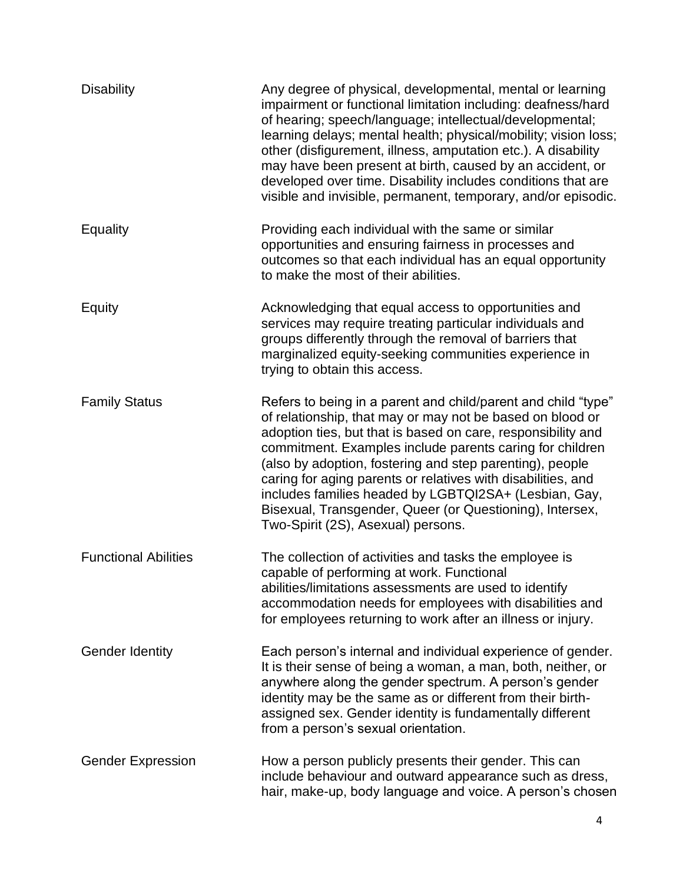| | |
|---|---|
| Disability | Any degree of physical, developmental, mental or learning impairment or functional limitation including: deafness/hard of hearing; speech/language; intellectual/developmental; learning delays; mental health; physical/mobility; vision loss; other (disfigurement, illness, amputation etc.). A disability may have been present at birth, caused by an accident, or developed over time. Disability includes conditions that are visible and invisible, permanent, temporary, and/or episodic. |
| Equality | Providing each individual with the same or similar opportunities and ensuring fairness in processes and outcomes so that each individual has an equal opportunity to make the most of their abilities. |
| Equity | Acknowledging that equal access to opportunities and services may require treating particular individuals and groups differently through the removal of barriers that marginalized equity-seeking communities experience in trying to obtain this access. |
| Family Status | Refers to being in a parent and child/parent and child "type" of relationship, that may or may not be based on blood or adoption ties, but that is based on care, responsibility and commitment. Examples include parents caring for children (also by adoption, fostering and step parenting), people caring for aging parents or relatives with disabilities, and includes families headed by LGBTQI2SA+ (Lesbian, Gay, Bisexual, Transgender, Queer (or Questioning), Intersex, Two-Spirit (2S), Asexual) persons. |
| Functional Abilities | The collection of activities and tasks the employee is capable of performing at work. Functional abilities/limitations assessments are used to identify accommodation needs for employees with disabilities and for employees returning to work after an illness or injury. |
| Gender Identity | Each person's internal and individual experience of gender. It is their sense of being a woman, a man, both, neither, or anywhere along the gender spectrum. A person's gender identity may be the same as or different from their birth-assigned sex. Gender identity is fundamentally different from a person's sexual orientation. |
| Gender Expression | How a person publicly presents their gender. This can include behaviour and outward appearance such as dress, hair, make-up, body language and voice. A person's chosen |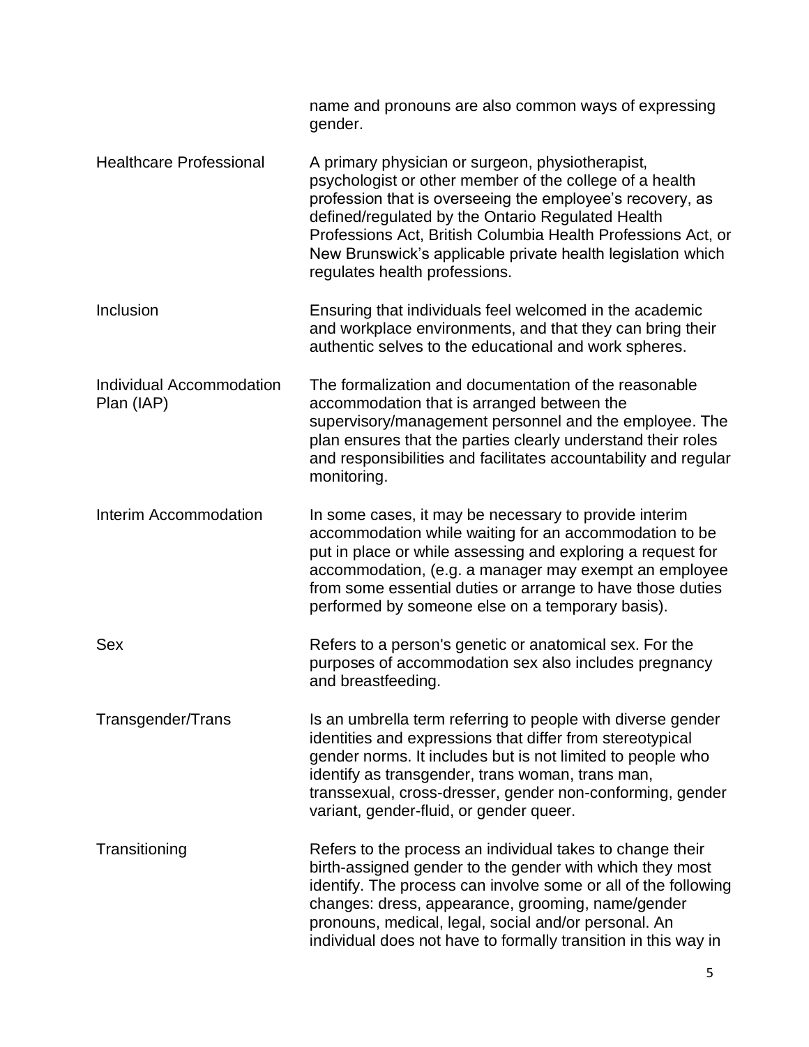| | |
|---|---|
| | name and pronouns are also common ways of expressing gender. |
| Healthcare Professional | A primary physician or surgeon, physiotherapist, psychologist or other member of the college of a health profession that is overseeing the employee's recovery, as defined/regulated by the Ontario Regulated Health Professions Act, British Columbia Health Professions Act, or New Brunswick's applicable private health legislation which regulates health professions. |
| Inclusion | Ensuring that individuals feel welcomed in the academic and workplace environments, and that they can bring their authentic selves to the educational and work spheres. |
| Individual Accommodation Plan (IAP) | The formalization and documentation of the reasonable accommodation that is arranged between the supervisory/management personnel and the employee. The plan ensures that the parties clearly understand their roles and responsibilities and facilitates accountability and regular monitoring. |
| Interim Accommodation | In some cases, it may be necessary to provide interim accommodation while waiting for an accommodation to be put in place or while assessing and exploring a request for accommodation, (e.g. a manager may exempt an employee from some essential duties or arrange to have those duties performed by someone else on a temporary basis). |
| Sex | Refers to a person's genetic or anatomical sex. For the purposes of accommodation sex also includes pregnancy and breastfeeding. |
| Transgender/Trans | Is an umbrella term referring to people with diverse gender identities and expressions that differ from stereotypical gender norms. It includes but is not limited to people who identify as transgender, trans woman, trans man, transsexual, cross-dresser, gender non-conforming, gender variant, gender-fluid, or gender queer. |
| Transitioning | Refers to the process an individual takes to change their birth-assigned gender to the gender with which they most identify. The process can involve some or all of the following changes: dress, appearance, grooming, name/gender pronouns, medical, legal, social and/or personal. An individual does not have to formally transition in this way in |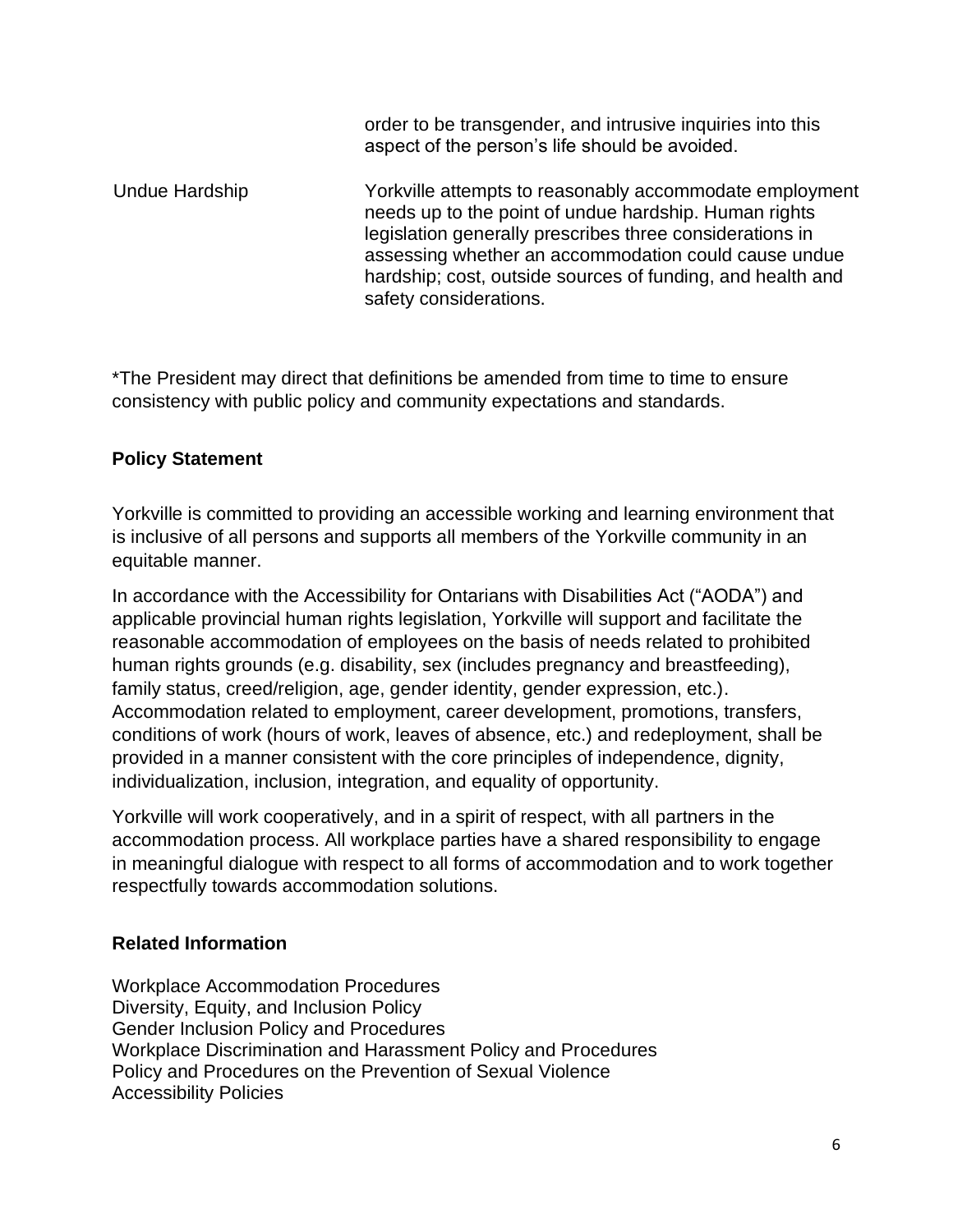| | |
|---|---|
| | order to be transgender, and intrusive inquiries into this aspect of the person's life should be avoided. |
| Undue Hardship | Yorkville attempts to reasonably accommodate employment needs up to the point of undue hardship. Human rights legislation generally prescribes three considerations in assessing whether an accommodation could cause undue hardship; cost, outside sources of funding, and health and safety considerations. |

*The President may direct that definitions be amended from time to time to ensure consistency with public policy and community expectations and standards.

## Policy Statement

Yorkville is committed to providing an accessible working and learning environment that is inclusive of all persons and supports all members of the Yorkville community in an equitable manner.

In accordance with the Accessibility for Ontarians with Disabilities Act ("AODA") and applicable provincial human rights legislation, Yorkville will support and facilitate the reasonable accommodation of employees on the basis of needs related to prohibited human rights grounds (e.g. disability, sex (includes pregnancy and breastfeeding), family status, creed/religion, age, gender identity, gender expression, etc.). Accommodation related to employment, career development, promotions, transfers, conditions of work (hours of work, leaves of absence, etc.) and redeployment, shall be provided in a manner consistent with the core principles of independence, dignity, individualization, inclusion, integration, and equality of opportunity.

Yorkville will work cooperatively, and in a spirit of respect, with all partners in the accommodation process. All workplace parties have a shared responsibility to engage in meaningful dialogue with respect to all forms of accommodation and to work together respectfully towards accommodation solutions.

## Related Information

Workplace Accommodation Procedures
Diversity, Equity, and Inclusion Policy
Gender Inclusion Policy and Procedures
Workplace Discrimination and Harassment Policy and Procedures
Policy and Procedures on the Prevention of Sexual Violence
Accessibility Policies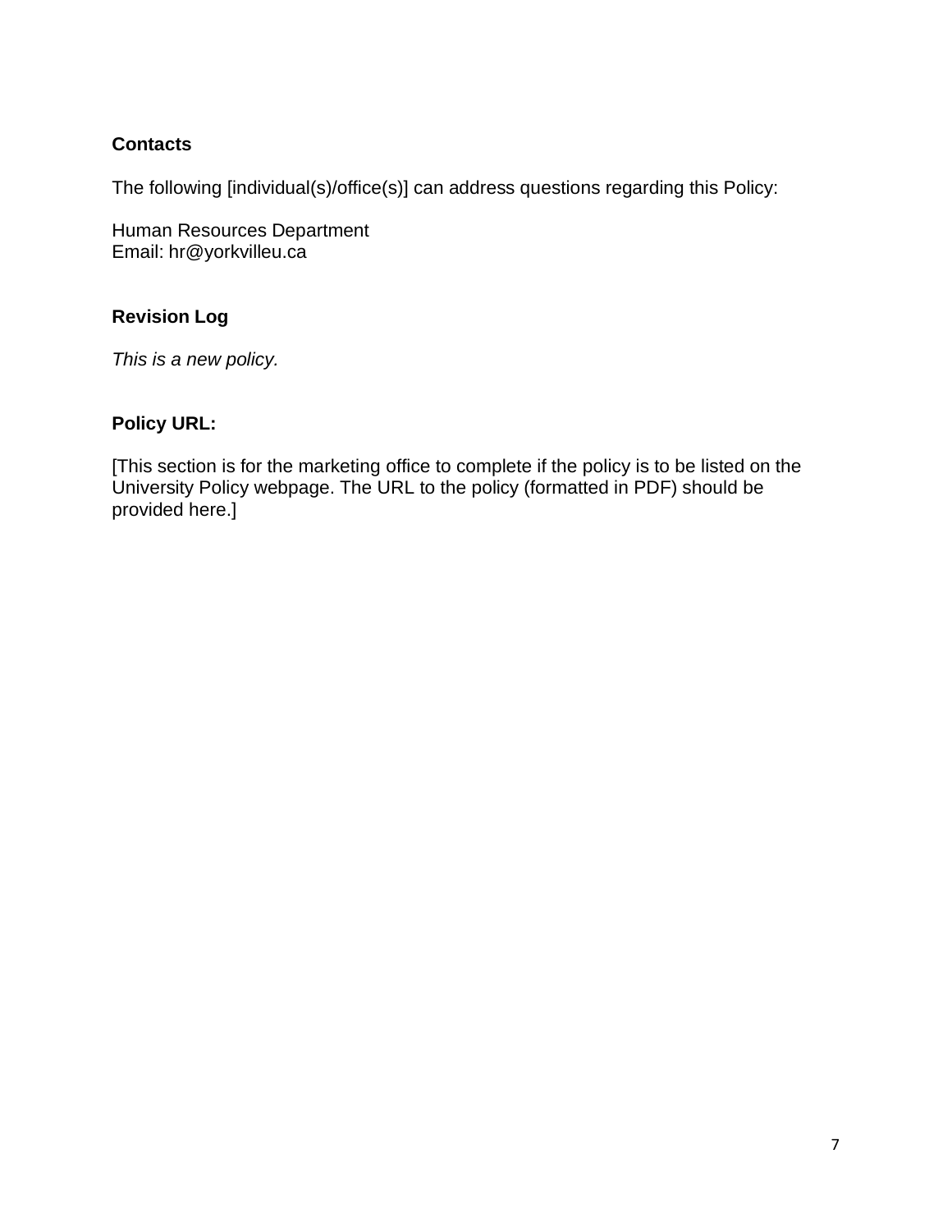## Contacts

The following [individual(s)/office(s)] can address questions regarding this Policy:

Human Resources Department
Email: hr@yorkvilleu.ca

## Revision Log

*This is a new policy.*

## Policy URL:

[This section is for the marketing office to complete if the policy is to be listed on the University Policy webpage. The URL to the policy (formatted in PDF) should be provided here.]